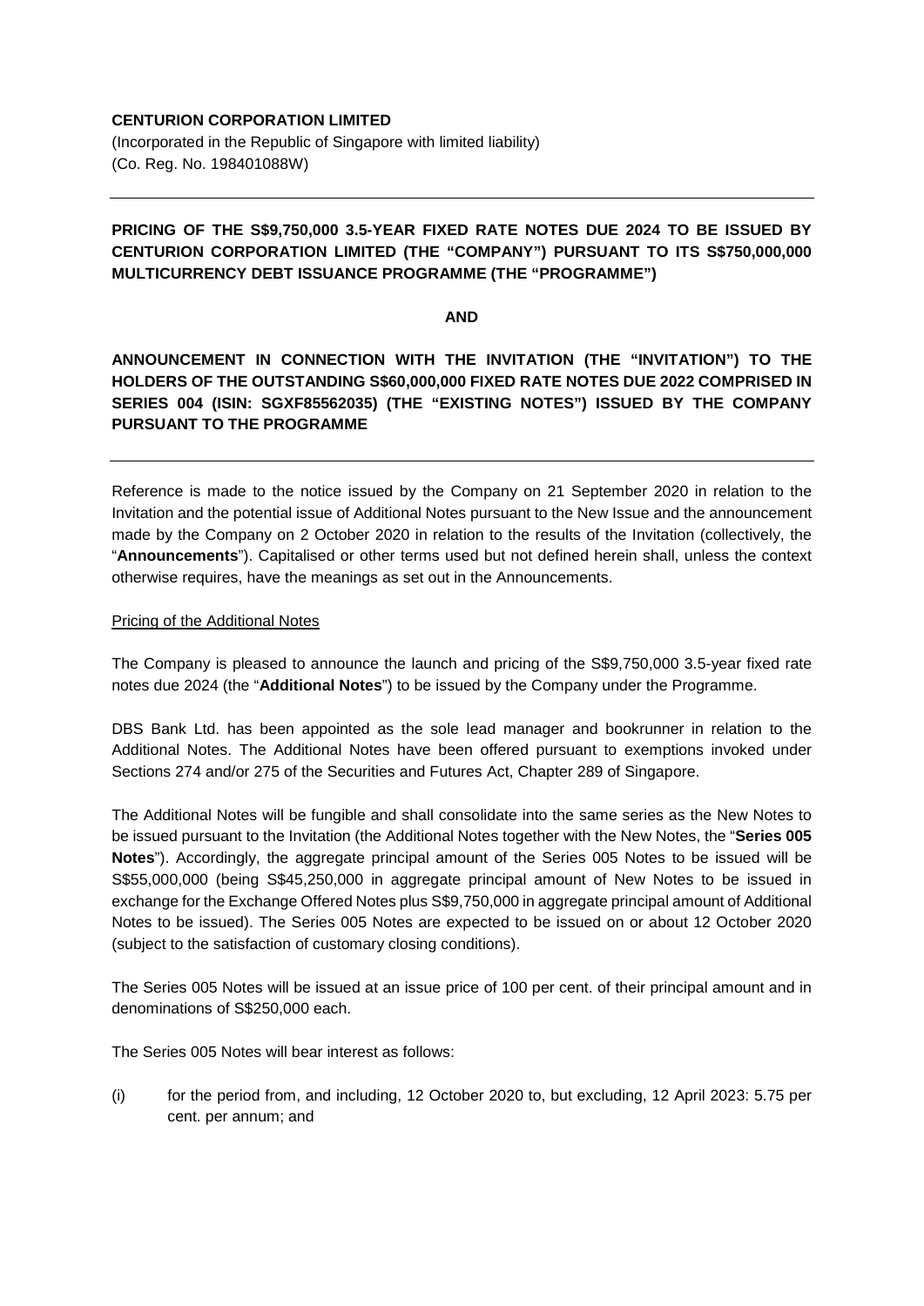**CENTURION CORPORATION LIMITED**

(Incorporated in the Republic of Singapore with limited liability)
(Co. Reg. No. 198401088W)

---

**PRICING OF THE S$9,750,000 3.5-YEAR FIXED RATE NOTES DUE 2024 TO BE ISSUED BY CENTURION CORPORATION LIMITED (THE "COMPANY") PURSUANT TO ITS S$750,000,000 MULTICURRENCY DEBT ISSUANCE PROGRAMME (THE "PROGRAMME")**

**AND**

**ANNOUNCEMENT IN CONNECTION WITH THE INVITATION (THE "INVITATION") TO THE HOLDERS OF THE OUTSTANDING S$60,000,000 FIXED RATE NOTES DUE 2022 COMPRISED IN SERIES 004 (ISIN: SGXF85562035) (THE "EXISTING NOTES") ISSUED BY THE COMPANY PURSUANT TO THE PROGRAMME**

---

Reference is made to the notice issued by the Company on 21 September 2020 in relation to the Invitation and the potential issue of Additional Notes pursuant to the New Issue and the announcement made by the Company on 2 October 2020 in relation to the results of the Invitation (collectively, the "**Announcements**"). Capitalised or other terms used but not defined herein shall, unless the context otherwise requires, have the meanings as set out in the Announcements.

Pricing of the Additional Notes

The Company is pleased to announce the launch and pricing of the S$9,750,000 3.5-year fixed rate notes due 2024 (the "**Additional Notes**") to be issued by the Company under the Programme.

DBS Bank Ltd. has been appointed as the sole lead manager and bookrunner in relation to the Additional Notes. The Additional Notes have been offered pursuant to exemptions invoked under Sections 274 and/or 275 of the Securities and Futures Act, Chapter 289 of Singapore.

The Additional Notes will be fungible and shall consolidate into the same series as the New Notes to be issued pursuant to the Invitation (the Additional Notes together with the New Notes, the "**Series 005 Notes**"). Accordingly, the aggregate principal amount of the Series 005 Notes to be issued will be S$55,000,000 (being S$45,250,000 in aggregate principal amount of New Notes to be issued in exchange for the Exchange Offered Notes plus S$9,750,000 in aggregate principal amount of Additional Notes to be issued). The Series 005 Notes are expected to be issued on or about 12 October 2020 (subject to the satisfaction of customary closing conditions).

The Series 005 Notes will be issued at an issue price of 100 per cent. of their principal amount and in denominations of S$250,000 each.

The Series 005 Notes will bear interest as follows:

(i) for the period from, and including, 12 October 2020 to, but excluding, 12 April 2023: 5.75 per cent. per annum; and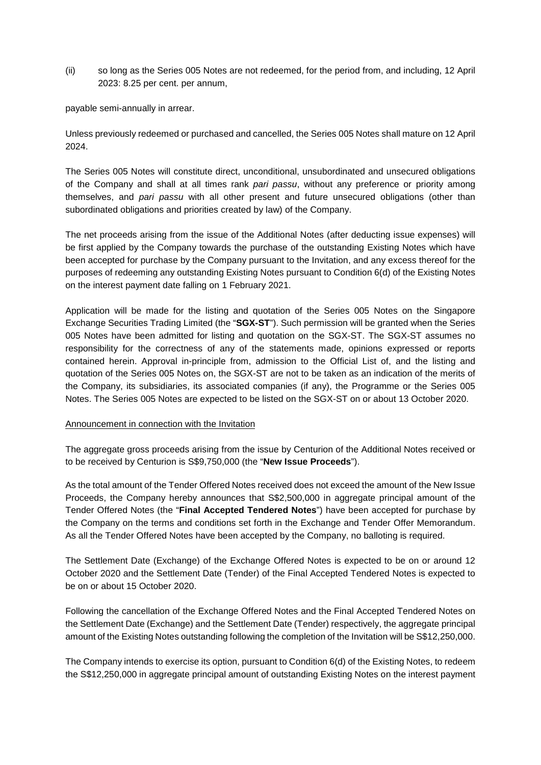(ii) so long as the Series 005 Notes are not redeemed, for the period from, and including, 12 April 2023: 8.25 per cent. per annum,

payable semi-annually in arrear.

Unless previously redeemed or purchased and cancelled, the Series 005 Notes shall mature on 12 April 2024.

The Series 005 Notes will constitute direct, unconditional, unsubordinated and unsecured obligations of the Company and shall at all times rank *pari passu*, without any preference or priority among themselves, and *pari passu* with all other present and future unsecured obligations (other than subordinated obligations and priorities created by law) of the Company.

The net proceeds arising from the issue of the Additional Notes (after deducting issue expenses) will be first applied by the Company towards the purchase of the outstanding Existing Notes which have been accepted for purchase by the Company pursuant to the Invitation, and any excess thereof for the purposes of redeeming any outstanding Existing Notes pursuant to Condition 6(d) of the Existing Notes on the interest payment date falling on 1 February 2021.

Application will be made for the listing and quotation of the Series 005 Notes on the Singapore Exchange Securities Trading Limited (the "**SGX-ST**"). Such permission will be granted when the Series 005 Notes have been admitted for listing and quotation on the SGX-ST. The SGX-ST assumes no responsibility for the correctness of any of the statements made, opinions expressed or reports contained herein. Approval in-principle from, admission to the Official List of, and the listing and quotation of the Series 005 Notes on, the SGX-ST are not to be taken as an indication of the merits of the Company, its subsidiaries, its associated companies (if any), the Programme or the Series 005 Notes. The Series 005 Notes are expected to be listed on the SGX-ST on or about 13 October 2020.

Announcement in connection with the Invitation

The aggregate gross proceeds arising from the issue by Centurion of the Additional Notes received or to be received by Centurion is S$9,750,000 (the "**New Issue Proceeds**").

As the total amount of the Tender Offered Notes received does not exceed the amount of the New Issue Proceeds, the Company hereby announces that S$2,500,000 in aggregate principal amount of the Tender Offered Notes (the "**Final Accepted Tendered Notes**") have been accepted for purchase by the Company on the terms and conditions set forth in the Exchange and Tender Offer Memorandum. As all the Tender Offered Notes have been accepted by the Company, no balloting is required.

The Settlement Date (Exchange) of the Exchange Offered Notes is expected to be on or around 12 October 2020 and the Settlement Date (Tender) of the Final Accepted Tendered Notes is expected to be on or about 15 October 2020.

Following the cancellation of the Exchange Offered Notes and the Final Accepted Tendered Notes on the Settlement Date (Exchange) and the Settlement Date (Tender) respectively, the aggregate principal amount of the Existing Notes outstanding following the completion of the Invitation will be S$12,250,000.

The Company intends to exercise its option, pursuant to Condition 6(d) of the Existing Notes, to redeem the S$12,250,000 in aggregate principal amount of outstanding Existing Notes on the interest payment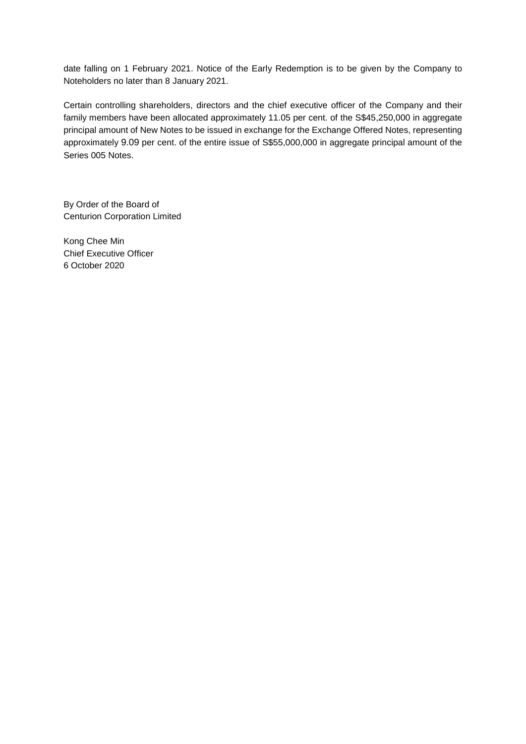date falling on 1 February 2021. Notice of the Early Redemption is to be given by the Company to Noteholders no later than 8 January 2021.

Certain controlling shareholders, directors and the chief executive officer of the Company and their family members have been allocated approximately 11.05 per cent. of the S$45,250,000 in aggregate principal amount of New Notes to be issued in exchange for the Exchange Offered Notes, representing approximately 9.09 per cent. of the entire issue of S$55,000,000 in aggregate principal amount of the Series 005 Notes.

By Order of the Board of
Centurion Corporation Limited

Kong Chee Min
Chief Executive Officer
6 October 2020